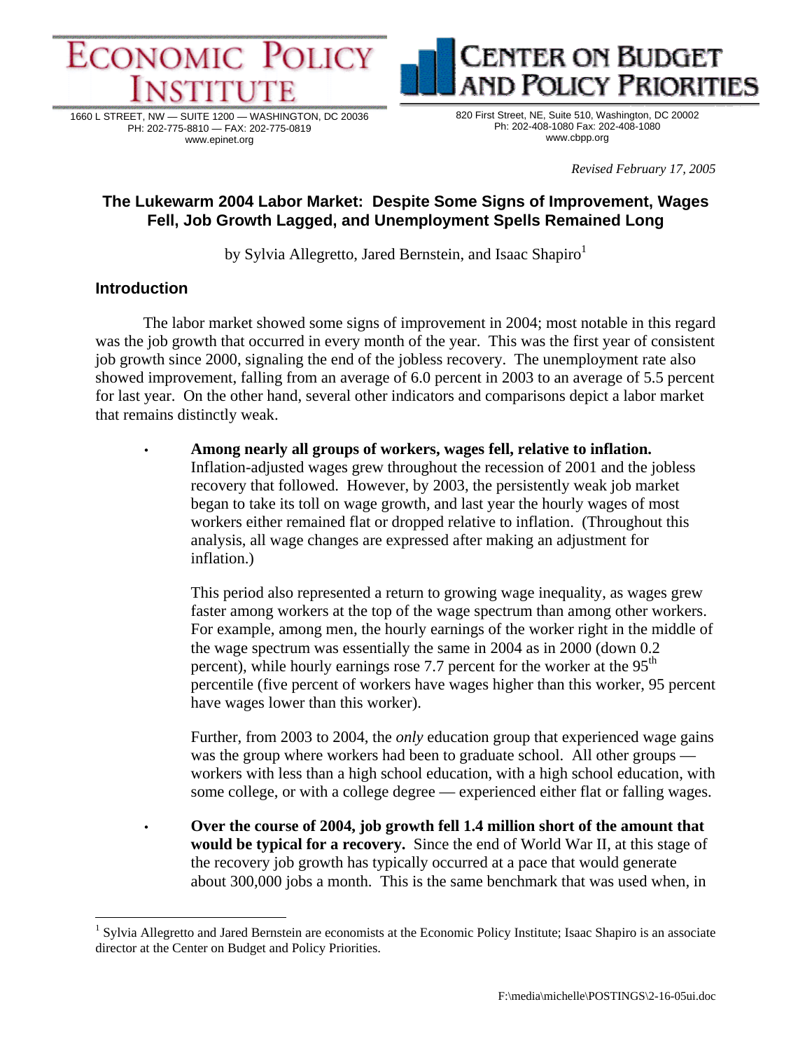# ECONOMIC POLICY INSTITUTE

1660 L STREET, NW — SUITE 1200 — WASHINGTON, DC 20036
PH: 202-775-8810 — FAX: 202-775-0819
www.epinet.org

# CENTER ON BUDGET AND POLICY PRIORITIES

820 First Street, NE, Suite 510, Washington, DC 20002
Ph: 202-408-1080 Fax: 202-408-1080
www.cbpp.org

*Revised February 17, 2005*

## The Lukewarm 2004 Labor Market: Despite Some Signs of Improvement, Wages Fell, Job Growth Lagged, and Unemployment Spells Remained Long

by Sylvia Allegretto, Jared Bernstein, and Isaac Shapiro[1]

### Introduction

The labor market showed some signs of improvement in 2004; most notable in this regard was the job growth that occurred in every month of the year. This was the first year of consistent job growth since 2000, signaling the end of the jobless recovery. The unemployment rate also showed improvement, falling from an average of 6.0 percent in 2003 to an average of 5.5 percent for last year. On the other hand, several other indicators and comparisons depict a labor market that remains distinctly weak.

- **Among nearly all groups of workers, wages fell, relative to inflation.** Inflation-adjusted wages grew throughout the recession of 2001 and the jobless recovery that followed. However, by 2003, the persistently weak job market began to take its toll on wage growth, and last year the hourly wages of most workers either remained flat or dropped relative to inflation. (Throughout this analysis, all wage changes are expressed after making an adjustment for inflation.)

  This period also represented a return to growing wage inequality, as wages grew faster among workers at the top of the wage spectrum than among other workers. For example, among men, the hourly earnings of the worker right in the middle of the wage spectrum was essentially the same in 2004 as in 2000 (down 0.2 percent), while hourly earnings rose 7.7 percent for the worker at the 95th percentile (five percent of workers have wages higher than this worker, 95 percent have wages lower than this worker).

  Further, from 2003 to 2004, the *only* education group that experienced wage gains was the group where workers had been to graduate school. All other groups — workers with less than a high school education, with a high school education, with some college, or with a college degree — experienced either flat or falling wages.

- **Over the course of 2004, job growth fell 1.4 million short of the amount that would be typical for a recovery.** Since the end of World War II, at this stage of the recovery job growth has typically occurred at a pace that would generate about 300,000 jobs a month. This is the same benchmark that was used when, in

---

[1] Sylvia Allegretto and Jared Bernstein are economists at the Economic Policy Institute; Isaac Shapiro is an associate director at the Center on Budget and Policy Priorities.

F:\media\michelle\POSTINGS\2-16-05ui.doc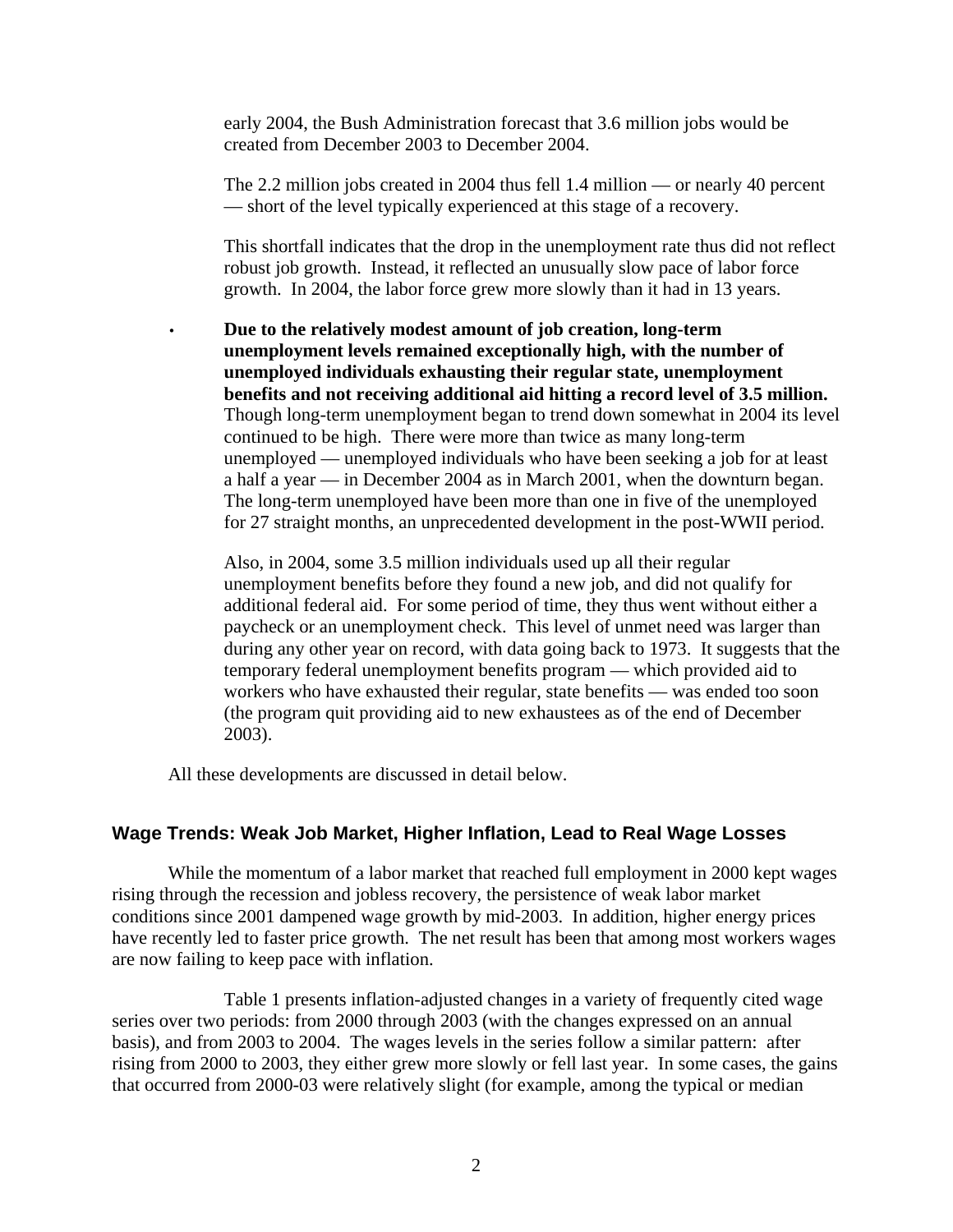early 2004, the Bush Administration forecast that 3.6 million jobs would be created from December 2003 to December 2004.

The 2.2 million jobs created in 2004 thus fell 1.4 million — or nearly 40 percent — short of the level typically experienced at this stage of a recovery.

This shortfall indicates that the drop in the unemployment rate thus did not reflect robust job growth. Instead, it reflected an unusually slow pace of labor force growth. In 2004, the labor force grew more slowly than it had in 13 years.

- **Due to the relatively modest amount of job creation, long-term unemployment levels remained exceptionally high, with the number of unemployed individuals exhausting their regular state, unemployment benefits and not receiving additional aid hitting a record level of 3.5 million.** Though long-term unemployment began to trend down somewhat in 2004 its level continued to be high. There were more than twice as many long-term unemployed — unemployed individuals who have been seeking a job for at least a half a year — in December 2004 as in March 2001, when the downturn began. The long-term unemployed have been more than one in five of the unemployed for 27 straight months, an unprecedented development in the post-WWII period.

  Also, in 2004, some 3.5 million individuals used up all their regular unemployment benefits before they found a new job, and did not qualify for additional federal aid. For some period of time, they thus went without either a paycheck or an unemployment check. This level of unmet need was larger than during any other year on record, with data going back to 1973. It suggests that the temporary federal unemployment benefits program — which provided aid to workers who have exhausted their regular, state benefits — was ended too soon (the program quit providing aid to new exhaustees as of the end of December 2003).

All these developments are discussed in detail below.

## Wage Trends: Weak Job Market, Higher Inflation, Lead to Real Wage Losses

While the momentum of a labor market that reached full employment in 2000 kept wages rising through the recession and jobless recovery, the persistence of weak labor market conditions since 2001 dampened wage growth by mid-2003. In addition, higher energy prices have recently led to faster price growth. The net result has been that among most workers wages are now failing to keep pace with inflation.

Table 1 presents inflation-adjusted changes in a variety of frequently cited wage series over two periods: from 2000 through 2003 (with the changes expressed on an annual basis), and from 2003 to 2004. The wages levels in the series follow a similar pattern: after rising from 2000 to 2003, they either grew more slowly or fell last year. In some cases, the gains that occurred from 2000-03 were relatively slight (for example, among the typical or median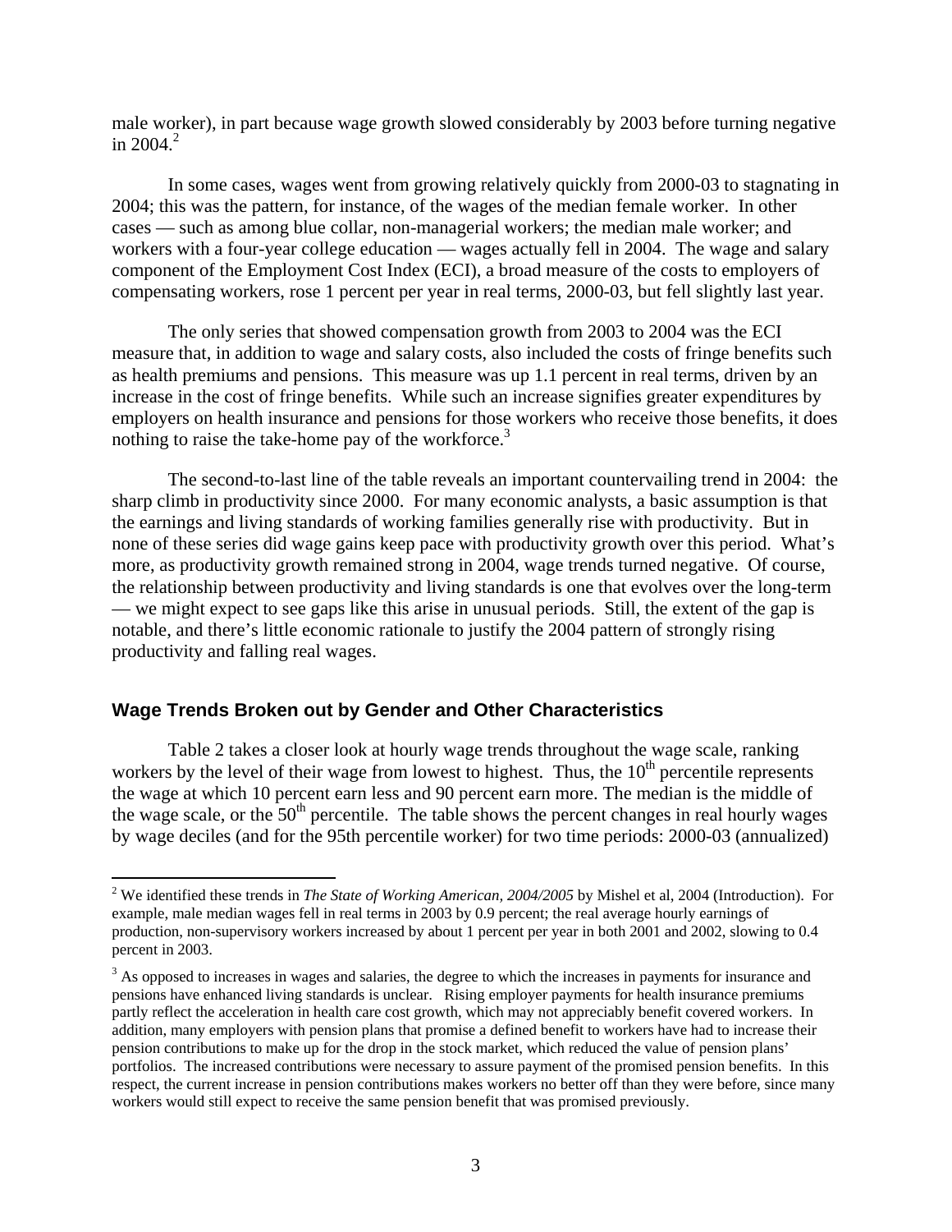male worker), in part because wage growth slowed considerably by 2003 before turning negative in 2004.[2]

In some cases, wages went from growing relatively quickly from 2000-03 to stagnating in 2004; this was the pattern, for instance, of the wages of the median female worker. In other cases — such as among blue collar, non-managerial workers; the median male worker; and workers with a four-year college education — wages actually fell in 2004. The wage and salary component of the Employment Cost Index (ECI), a broad measure of the costs to employers of compensating workers, rose 1 percent per year in real terms, 2000-03, but fell slightly last year.

The only series that showed compensation growth from 2003 to 2004 was the ECI measure that, in addition to wage and salary costs, also included the costs of fringe benefits such as health premiums and pensions. This measure was up 1.1 percent in real terms, driven by an increase in the cost of fringe benefits. While such an increase signifies greater expenditures by employers on health insurance and pensions for those workers who receive those benefits, it does nothing to raise the take-home pay of the workforce.[3]

The second-to-last line of the table reveals an important countervailing trend in 2004: the sharp climb in productivity since 2000. For many economic analysts, a basic assumption is that the earnings and living standards of working families generally rise with productivity. But in none of these series did wage gains keep pace with productivity growth over this period. What's more, as productivity growth remained strong in 2004, wage trends turned negative. Of course, the relationship between productivity and living standards is one that evolves over the long-term — we might expect to see gaps like this arise in unusual periods. Still, the extent of the gap is notable, and there's little economic rationale to justify the 2004 pattern of strongly rising productivity and falling real wages.

### Wage Trends Broken out by Gender and Other Characteristics

Table 2 takes a closer look at hourly wage trends throughout the wage scale, ranking workers by the level of their wage from lowest to highest. Thus, the 10th percentile represents the wage at which 10 percent earn less and 90 percent earn more. The median is the middle of the wage scale, or the 50th percentile. The table shows the percent changes in real hourly wages by wage deciles (and for the 95th percentile worker) for two time periods: 2000-03 (annualized)

---

[2] We identified these trends in *The State of Working American, 2004/2005* by Mishel et al, 2004 (Introduction). For example, male median wages fell in real terms in 2003 by 0.9 percent; the real average hourly earnings of production, non-supervisory workers increased by about 1 percent per year in both 2001 and 2002, slowing to 0.4 percent in 2003.

[3] As opposed to increases in wages and salaries, the degree to which the increases in payments for insurance and pensions have enhanced living standards is unclear. Rising employer payments for health insurance premiums partly reflect the acceleration in health care cost growth, which may not appreciably benefit covered workers. In addition, many employers with pension plans that promise a defined benefit to workers have had to increase their pension contributions to make up for the drop in the stock market, which reduced the value of pension plans' portfolios. The increased contributions were necessary to assure payment of the promised pension benefits. In this respect, the current increase in pension contributions makes workers no better off than they were before, since many workers would still expect to receive the same pension benefit that was promised previously.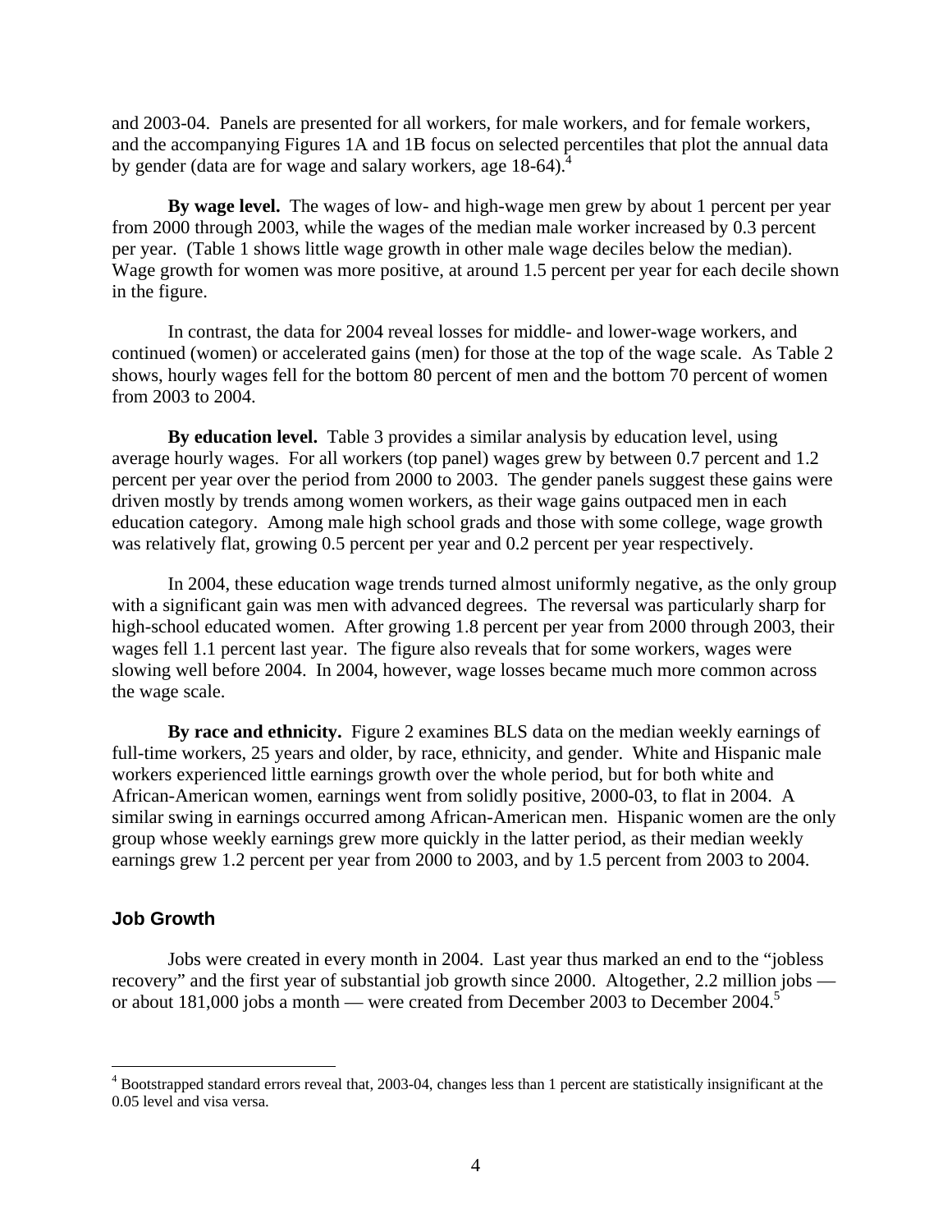and 2003-04. Panels are presented for all workers, for male workers, and for female workers, and the accompanying Figures 1A and 1B focus on selected percentiles that plot the annual data by gender (data are for wage and salary workers, age 18-64).[4]

**By wage level.** The wages of low- and high-wage men grew by about 1 percent per year from 2000 through 2003, while the wages of the median male worker increased by 0.3 percent per year. (Table 1 shows little wage growth in other male wage deciles below the median). Wage growth for women was more positive, at around 1.5 percent per year for each decile shown in the figure.

In contrast, the data for 2004 reveal losses for middle- and lower-wage workers, and continued (women) or accelerated gains (men) for those at the top of the wage scale. As Table 2 shows, hourly wages fell for the bottom 80 percent of men and the bottom 70 percent of women from 2003 to 2004.

**By education level.** Table 3 provides a similar analysis by education level, using average hourly wages. For all workers (top panel) wages grew by between 0.7 percent and 1.2 percent per year over the period from 2000 to 2003. The gender panels suggest these gains were driven mostly by trends among women workers, as their wage gains outpaced men in each education category. Among male high school grads and those with some college, wage growth was relatively flat, growing 0.5 percent per year and 0.2 percent per year respectively.

In 2004, these education wage trends turned almost uniformly negative, as the only group with a significant gain was men with advanced degrees. The reversal was particularly sharp for high-school educated women. After growing 1.8 percent per year from 2000 through 2003, their wages fell 1.1 percent last year. The figure also reveals that for some workers, wages were slowing well before 2004. In 2004, however, wage losses became much more common across the wage scale.

**By race and ethnicity.** Figure 2 examines BLS data on the median weekly earnings of full-time workers, 25 years and older, by race, ethnicity, and gender. White and Hispanic male workers experienced little earnings growth over the whole period, but for both white and African-American women, earnings went from solidly positive, 2000-03, to flat in 2004. A similar swing in earnings occurred among African-American men. Hispanic women are the only group whose weekly earnings grew more quickly in the latter period, as their median weekly earnings grew 1.2 percent per year from 2000 to 2003, and by 1.5 percent from 2003 to 2004.

## Job Growth

Jobs were created in every month in 2004. Last year thus marked an end to the "jobless recovery" and the first year of substantial job growth since 2000. Altogether, 2.2 million jobs — or about 181,000 jobs a month — were created from December 2003 to December 2004.[5]

[4] Bootstrapped standard errors reveal that, 2003-04, changes less than 1 percent are statistically insignificant at the 0.05 level and visa versa.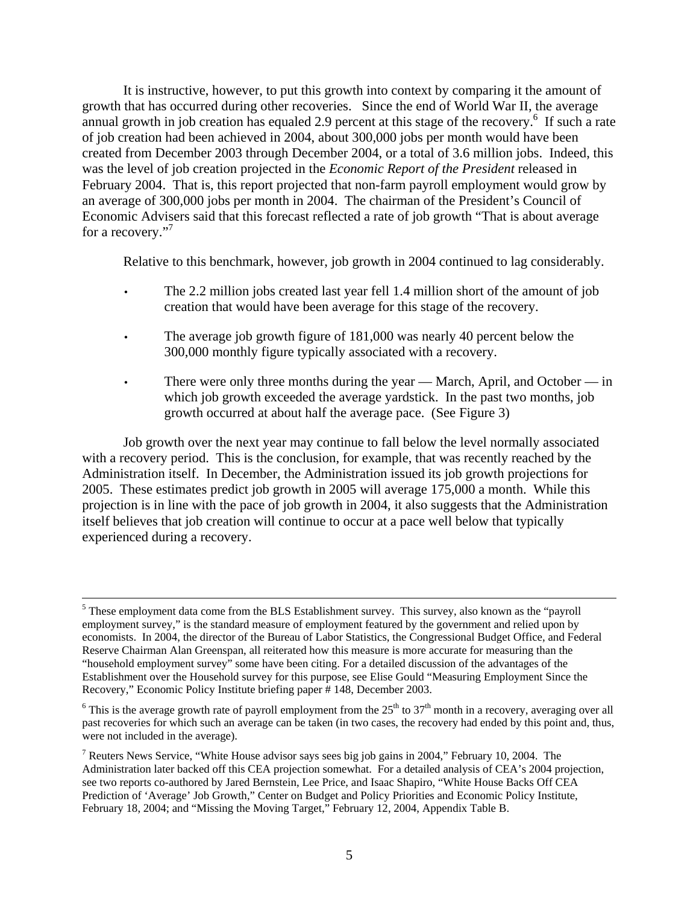It is instructive, however, to put this growth into context by comparing it the amount of growth that has occurred during other recoveries. Since the end of World War II, the average annual growth in job creation has equaled 2.9 percent at this stage of the recovery.[6] If such a rate of job creation had been achieved in 2004, about 300,000 jobs per month would have been created from December 2003 through December 2004, or a total of 3.6 million jobs. Indeed, this was the level of job creation projected in the *Economic Report of the President* released in February 2004. That is, this report projected that non-farm payroll employment would grow by an average of 300,000 jobs per month in 2004. The chairman of the President's Council of Economic Advisers said that this forecast reflected a rate of job growth "That is about average for a recovery."[7]

Relative to this benchmark, however, job growth in 2004 continued to lag considerably.

- The 2.2 million jobs created last year fell 1.4 million short of the amount of job creation that would have been average for this stage of the recovery.
- The average job growth figure of 181,000 was nearly 40 percent below the 300,000 monthly figure typically associated with a recovery.
- There were only three months during the year — March, April, and October — in which job growth exceeded the average yardstick. In the past two months, job growth occurred at about half the average pace. (See Figure 3)

Job growth over the next year may continue to fall below the level normally associated with a recovery period. This is the conclusion, for example, that was recently reached by the Administration itself. In December, the Administration issued its job growth projections for 2005. These estimates predict job growth in 2005 will average 175,000 a month. While this projection is in line with the pace of job growth in 2004, it also suggests that the Administration itself believes that job creation will continue to occur at a pace well below that typically experienced during a recovery.

---

[5] These employment data come from the BLS Establishment survey. This survey, also known as the "payroll employment survey," is the standard measure of employment featured by the government and relied upon by economists. In 2004, the director of the Bureau of Labor Statistics, the Congressional Budget Office, and Federal Reserve Chairman Alan Greenspan, all reiterated how this measure is more accurate for measuring than the "household employment survey" some have been citing. For a detailed discussion of the advantages of the Establishment over the Household survey for this purpose, see Elise Gould "Measuring Employment Since the Recovery," Economic Policy Institute briefing paper # 148, December 2003.

[6] This is the average growth rate of payroll employment from the 25th to 37th month in a recovery, averaging over all past recoveries for which such an average can be taken (in two cases, the recovery had ended by this point and, thus, were not included in the average).

[7] Reuters News Service, "White House advisor says sees big job gains in 2004," February 10, 2004. The Administration later backed off this CEA projection somewhat. For a detailed analysis of CEA's 2004 projection, see two reports co-authored by Jared Bernstein, Lee Price, and Isaac Shapiro, "White House Backs Off CEA Prediction of 'Average' Job Growth," Center on Budget and Policy Priorities and Economic Policy Institute, February 18, 2004; and "Missing the Moving Target," February 12, 2004, Appendix Table B.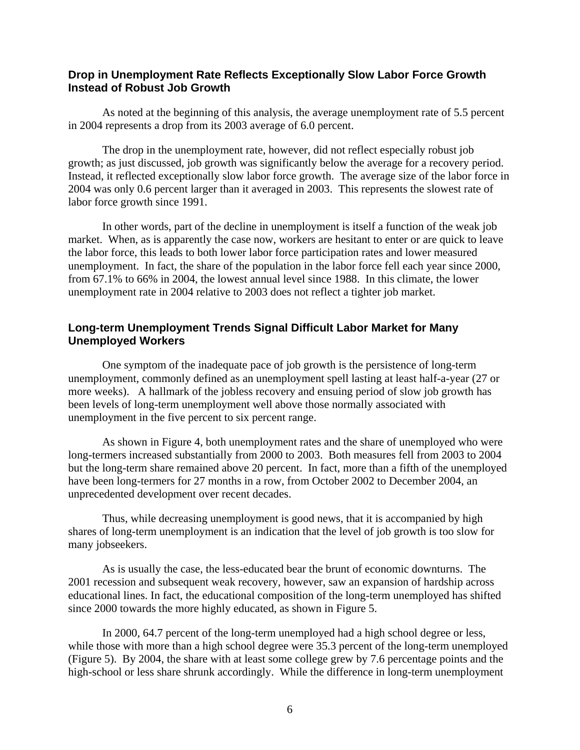### Drop in Unemployment Rate Reflects Exceptionally Slow Labor Force Growth Instead of Robust Job Growth

As noted at the beginning of this analysis, the average unemployment rate of 5.5 percent in 2004 represents a drop from its 2003 average of 6.0 percent.

The drop in the unemployment rate, however, did not reflect especially robust job growth; as just discussed, job growth was significantly below the average for a recovery period. Instead, it reflected exceptionally slow labor force growth. The average size of the labor force in 2004 was only 0.6 percent larger than it averaged in 2003. This represents the slowest rate of labor force growth since 1991.

In other words, part of the decline in unemployment is itself a function of the weak job market. When, as is apparently the case now, workers are hesitant to enter or are quick to leave the labor force, this leads to both lower labor force participation rates and lower measured unemployment. In fact, the share of the population in the labor force fell each year since 2000, from 67.1% to 66% in 2004, the lowest annual level since 1988. In this climate, the lower unemployment rate in 2004 relative to 2003 does not reflect a tighter job market.

### Long-term Unemployment Trends Signal Difficult Labor Market for Many Unemployed Workers

One symptom of the inadequate pace of job growth is the persistence of long-term unemployment, commonly defined as an unemployment spell lasting at least half-a-year (27 or more weeks). A hallmark of the jobless recovery and ensuing period of slow job growth has been levels of long-term unemployment well above those normally associated with unemployment in the five percent to six percent range.

As shown in Figure 4, both unemployment rates and the share of unemployed who were long-termers increased substantially from 2000 to 2003. Both measures fell from 2003 to 2004 but the long-term share remained above 20 percent. In fact, more than a fifth of the unemployed have been long-termers for 27 months in a row, from October 2002 to December 2004, an unprecedented development over recent decades.

Thus, while decreasing unemployment is good news, that it is accompanied by high shares of long-term unemployment is an indication that the level of job growth is too slow for many jobseekers.

As is usually the case, the less-educated bear the brunt of economic downturns. The 2001 recession and subsequent weak recovery, however, saw an expansion of hardship across educational lines. In fact, the educational composition of the long-term unemployed has shifted since 2000 towards the more highly educated, as shown in Figure 5.

In 2000, 64.7 percent of the long-term unemployed had a high school degree or less, while those with more than a high school degree were 35.3 percent of the long-term unemployed (Figure 5). By 2004, the share with at least some college grew by 7.6 percentage points and the high-school or less share shrunk accordingly. While the difference in long-term unemployment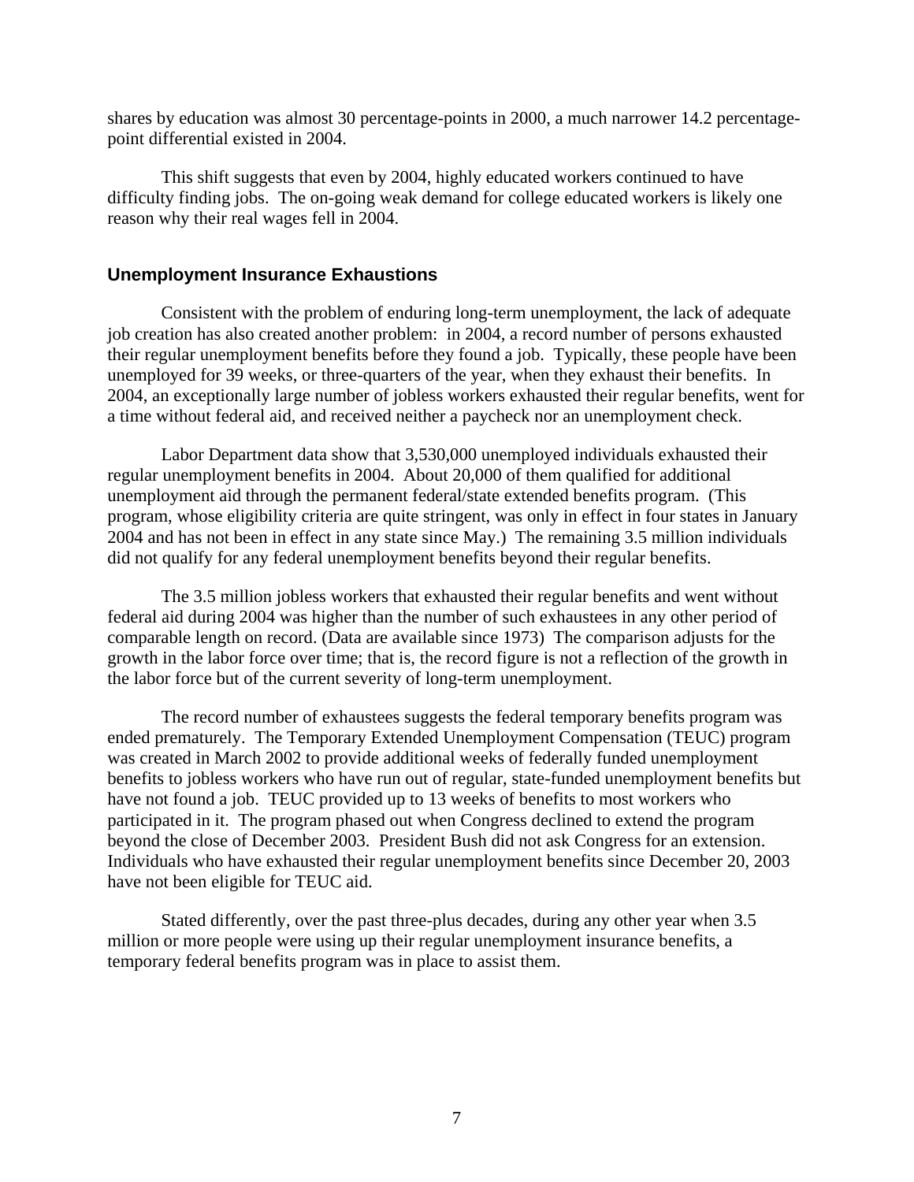shares by education was almost 30 percentage-points in 2000, a much narrower 14.2 percentage-point differential existed in 2004.

This shift suggests that even by 2004, highly educated workers continued to have difficulty finding jobs. The on-going weak demand for college educated workers is likely one reason why their real wages fell in 2004.

## Unemployment Insurance Exhaustions

Consistent with the problem of enduring long-term unemployment, the lack of adequate job creation has also created another problem: in 2004, a record number of persons exhausted their regular unemployment benefits before they found a job. Typically, these people have been unemployed for 39 weeks, or three-quarters of the year, when they exhaust their benefits. In 2004, an exceptionally large number of jobless workers exhausted their regular benefits, went for a time without federal aid, and received neither a paycheck nor an unemployment check.

Labor Department data show that 3,530,000 unemployed individuals exhausted their regular unemployment benefits in 2004. About 20,000 of them qualified for additional unemployment aid through the permanent federal/state extended benefits program. (This program, whose eligibility criteria are quite stringent, was only in effect in four states in January 2004 and has not been in effect in any state since May.) The remaining 3.5 million individuals did not qualify for any federal unemployment benefits beyond their regular benefits.

The 3.5 million jobless workers that exhausted their regular benefits and went without federal aid during 2004 was higher than the number of such exhaustees in any other period of comparable length on record. (Data are available since 1973) The comparison adjusts for the growth in the labor force over time; that is, the record figure is not a reflection of the growth in the labor force but of the current severity of long-term unemployment.

The record number of exhaustees suggests the federal temporary benefits program was ended prematurely. The Temporary Extended Unemployment Compensation (TEUC) program was created in March 2002 to provide additional weeks of federally funded unemployment benefits to jobless workers who have run out of regular, state-funded unemployment benefits but have not found a job. TEUC provided up to 13 weeks of benefits to most workers who participated in it. The program phased out when Congress declined to extend the program beyond the close of December 2003. President Bush did not ask Congress for an extension. Individuals who have exhausted their regular unemployment benefits since December 20, 2003 have not been eligible for TEUC aid.

Stated differently, over the past three-plus decades, during any other year when 3.5 million or more people were using up their regular unemployment insurance benefits, a temporary federal benefits program was in place to assist them.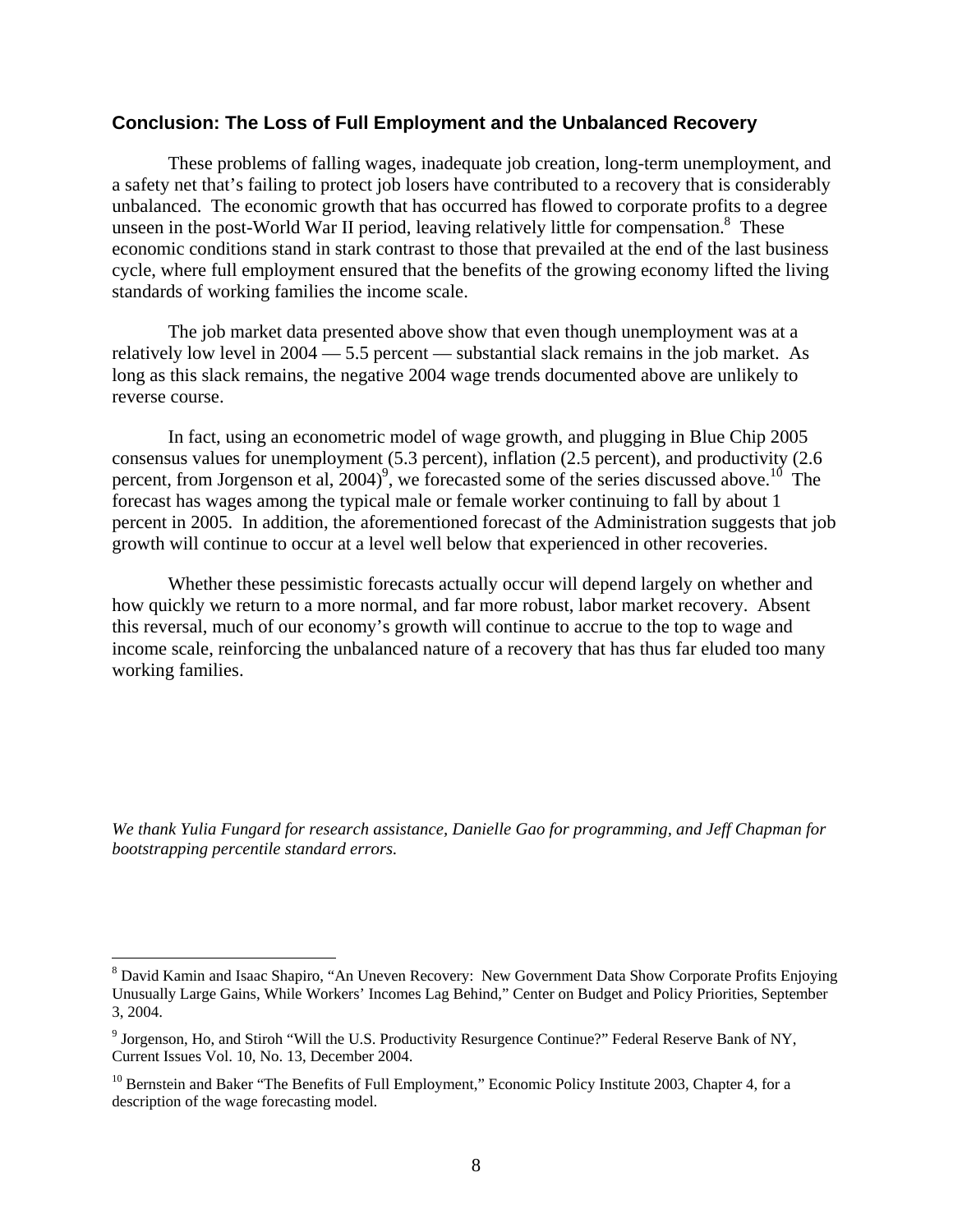### Conclusion: The Loss of Full Employment and the Unbalanced Recovery

These problems of falling wages, inadequate job creation, long-term unemployment, and a safety net that's failing to protect job losers have contributed to a recovery that is considerably unbalanced. The economic growth that has occurred has flowed to corporate profits to a degree unseen in the post-World War II period, leaving relatively little for compensation.[8] These economic conditions stand in stark contrast to those that prevailed at the end of the last business cycle, where full employment ensured that the benefits of the growing economy lifted the living standards of working families the income scale.

The job market data presented above show that even though unemployment was at a relatively low level in 2004 — 5.5 percent — substantial slack remains in the job market. As long as this slack remains, the negative 2004 wage trends documented above are unlikely to reverse course.

In fact, using an econometric model of wage growth, and plugging in Blue Chip 2005 consensus values for unemployment (5.3 percent), inflation (2.5 percent), and productivity (2.6 percent, from Jorgenson et al, 2004)[9], we forecasted some of the series discussed above.[10] The forecast has wages among the typical male or female worker continuing to fall by about 1 percent in 2005. In addition, the aforementioned forecast of the Administration suggests that job growth will continue to occur at a level well below that experienced in other recoveries.

Whether these pessimistic forecasts actually occur will depend largely on whether and how quickly we return to a more normal, and far more robust, labor market recovery. Absent this reversal, much of our economy's growth will continue to accrue to the top to wage and income scale, reinforcing the unbalanced nature of a recovery that has thus far eluded too many working families.

*We thank Yulia Fungard for research assistance, Danielle Gao for programming, and Jeff Chapman for bootstrapping percentile standard errors.*

---

[8] David Kamin and Isaac Shapiro, "An Uneven Recovery: New Government Data Show Corporate Profits Enjoying Unusually Large Gains, While Workers' Incomes Lag Behind," Center on Budget and Policy Priorities, September 3, 2004.

[9] Jorgenson, Ho, and Stiroh "Will the U.S. Productivity Resurgence Continue?" Federal Reserve Bank of NY, Current Issues Vol. 10, No. 13, December 2004.

[10] Bernstein and Baker "The Benefits of Full Employment," Economic Policy Institute 2003, Chapter 4, for a description of the wage forecasting model.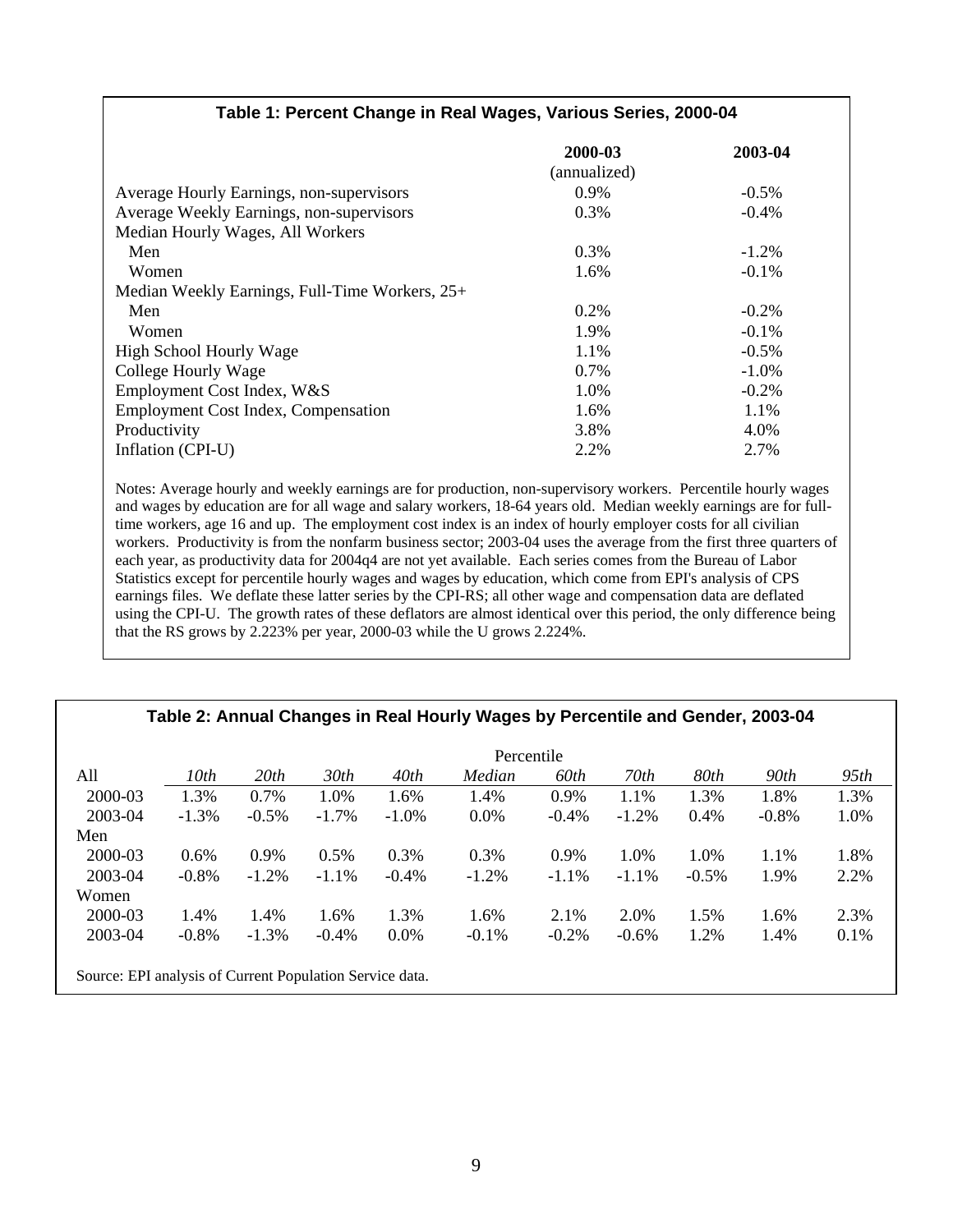**Table 1: Percent Change in Real Wages, Various Series, 2000-04**

| | 2000-03 (annualized) | 2003-04 |
|---|---|---|
| Average Hourly Earnings, non-supervisors | 0.9% | -0.5% |
| Average Weekly Earnings, non-supervisors | 0.3% | -0.4% |
| Median Hourly Wages, All Workers | | |
| Men | 0.3% | -1.2% |
| Women | 1.6% | -0.1% |
| Median Weekly Earnings, Full-Time Workers, 25+ | | |
| Men | 0.2% | -0.2% |
| Women | 1.9% | -0.1% |
| High School Hourly Wage | 1.1% | -0.5% |
| College Hourly Wage | 0.7% | -1.0% |
| Employment Cost Index, W&S | 1.0% | -0.2% |
| Employment Cost Index, Compensation | 1.6% | 1.1% |
| Productivity | 3.8% | 4.0% |
| Inflation (CPI-U) | 2.2% | 2.7% |

Notes: Average hourly and weekly earnings are for production, non-supervisory workers. Percentile hourly wages and wages by education are for all wage and salary workers, 18-64 years old. Median weekly earnings are for full-time workers, age 16 and up. The employment cost index is an index of hourly employer costs for all civilian workers. Productivity is from the nonfarm business sector; 2003-04 uses the average from the first three quarters of each year, as productivity data for 2004q4 are not yet available. Each series comes from the Bureau of Labor Statistics except for percentile hourly wages and wages by education, which come from EPI's analysis of CPS earnings files. We deflate these latter series by the CPI-RS; all other wage and compensation data are deflated using the CPI-U. The growth rates of these deflators are almost identical over this period, the only difference being that the RS grows by 2.223% per year, 2000-03 while the U grows 2.224%.

**Table 2: Annual Changes in Real Hourly Wages by Percentile and Gender, 2003-04**

| | Percentile | | | | | | | | | |
|---|---|---|---|---|---|---|---|---|---|---|
| All | *10th* | *20th* | *30th* | *40th* | *Median* | *60th* | *70th* | *80th* | *90th* | *95th* |
| 2000-03 | 1.3% | 0.7% | 1.0% | 1.6% | 1.4% | 0.9% | 1.1% | 1.3% | 1.8% | 1.3% |
| 2003-04 | -1.3% | -0.5% | -1.7% | -1.0% | 0.0% | -0.4% | -1.2% | 0.4% | -0.8% | 1.0% |
| Men | | | | | | | | | | |
| 2000-03 | 0.6% | 0.9% | 0.5% | 0.3% | 0.3% | 0.9% | 1.0% | 1.0% | 1.1% | 1.8% |
| 2003-04 | -0.8% | -1.2% | -1.1% | -0.4% | -1.2% | -1.1% | -1.1% | -0.5% | 1.9% | 2.2% |
| Women | | | | | | | | | | |
| 2000-03 | 1.4% | 1.4% | 1.6% | 1.3% | 1.6% | 2.1% | 2.0% | 1.5% | 1.6% | 2.3% |
| 2003-04 | -0.8% | -1.3% | -0.4% | 0.0% | -0.1% | -0.2% | -0.6% | 1.2% | 1.4% | 0.1% |

Source: EPI analysis of Current Population Service data.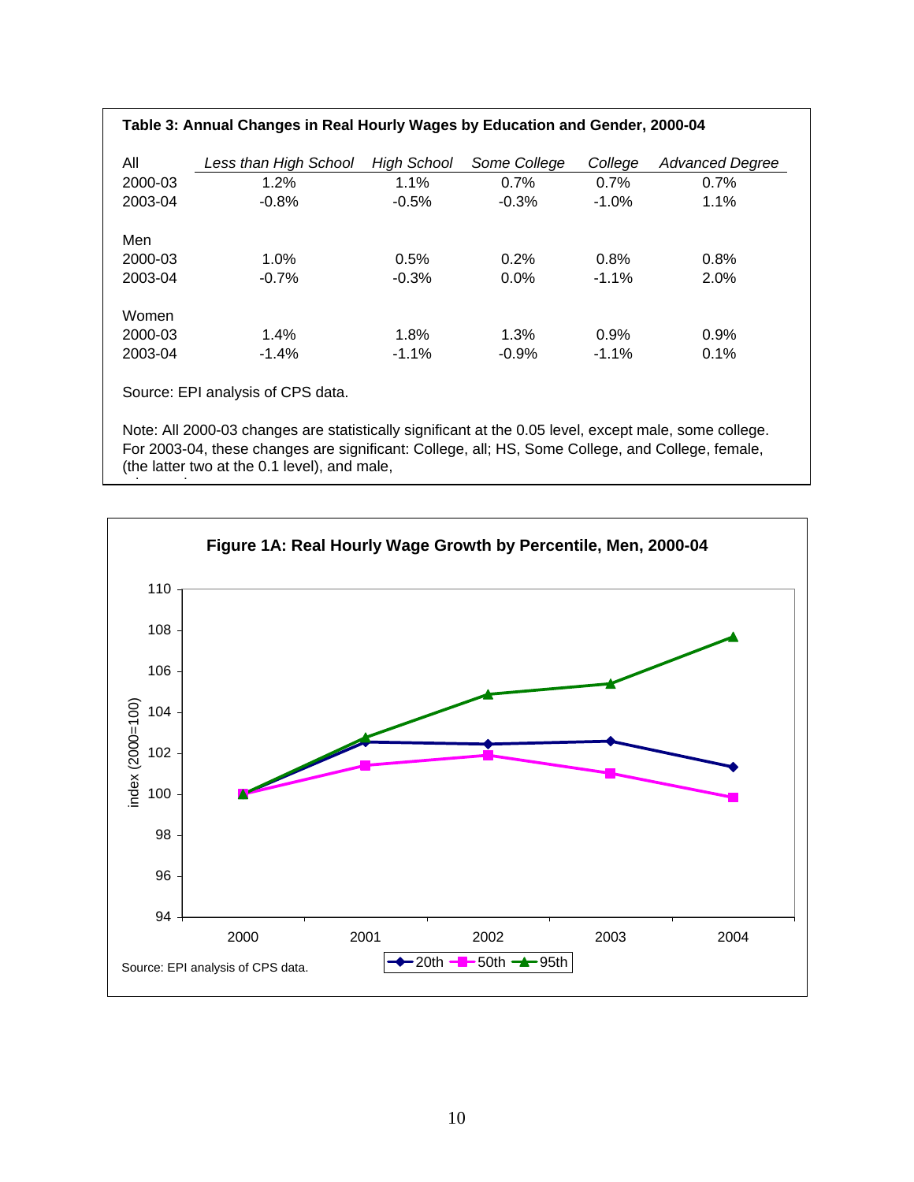**Table 3: Annual Changes in Real Hourly Wages by Education and Gender, 2000-04**

| | *Less than High School* | *High School* | *Some College* | *College* | *Advanced Degree* |
|---|---|---|---|---|---|
| All | | | | | |
| 2000-03 | 1.2% | 1.1% | 0.7% | 0.7% | 0.7% |
| 2003-04 | -0.8% | -0.5% | -0.3% | -1.0% | 1.1% |
| Men | | | | | |
| 2000-03 | 1.0% | 0.5% | 0.2% | 0.8% | 0.8% |
| 2003-04 | -0.7% | -0.3% | 0.0% | -1.1% | 2.0% |
| Women | | | | | |
| 2000-03 | 1.4% | 1.8% | 1.3% | 0.9% | 0.9% |
| 2003-04 | -1.4% | -1.1% | -0.9% | -1.1% | 0.1% |

Source: EPI analysis of CPS data.

Note: All 2000-03 changes are statistically significant at the 0.05 level, except male, some college. For 2003-04, these changes are significant: College, all; HS, Some College, and College, female, (the latter two at the 0.1 level), and male,

**Figure 1A: Real Hourly Wage Growth by Percentile, Men, 2000-04**

| Year | 20th | 50th | 95th |
|---|---|---|---|
| 2000 | 100.0 | 100.0 | 100.0 |
| 2001 | 102.6 | 101.4 | 102.8 |
| 2002 | 102.5 | 101.9 | 104.9 |
| 2003 | 102.6 | 101.0 | 105.4 |
| 2004 | 101.3 | 99.8 | 107.7 |

index (2000=100)

Source: EPI analysis of CPS data.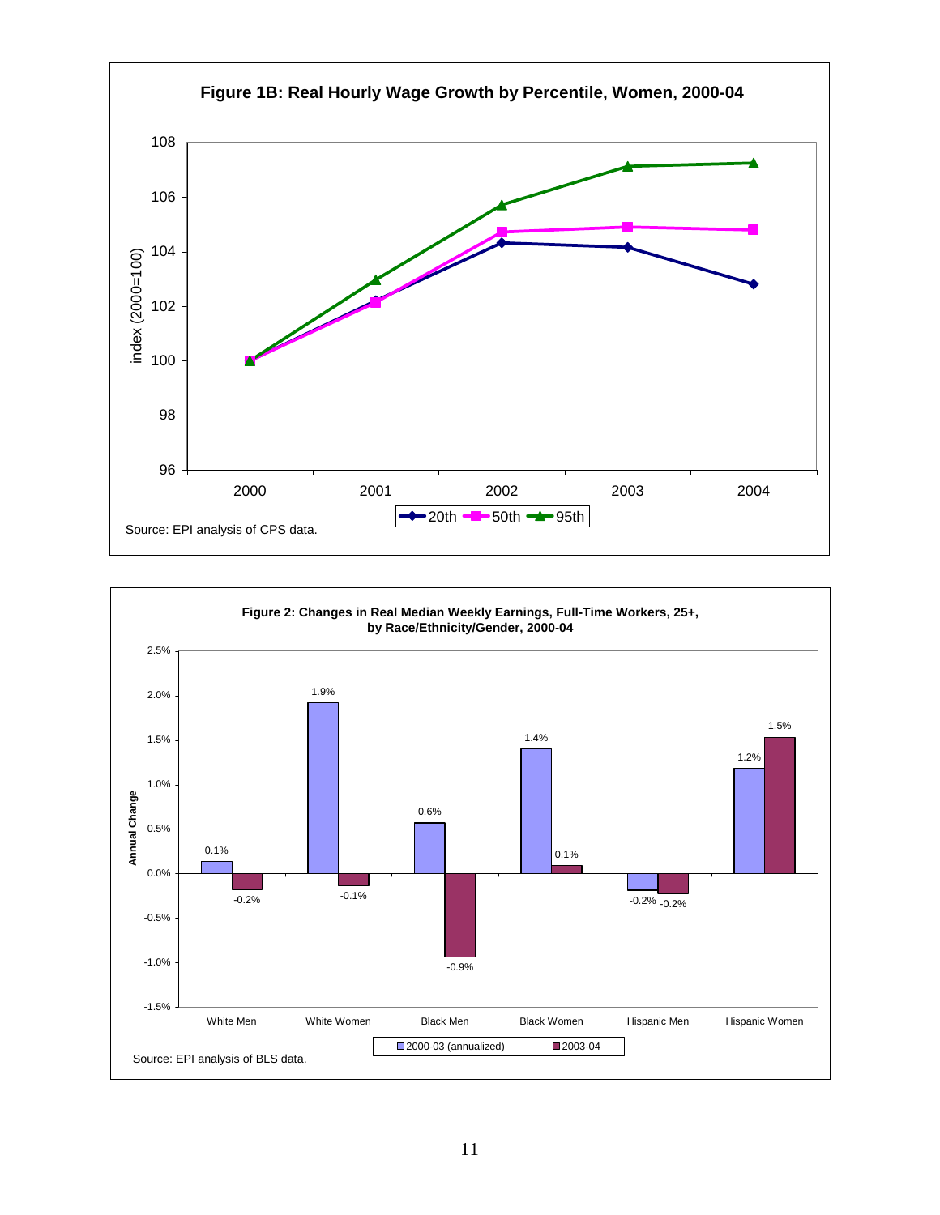**Figure 1B: Real Hourly Wage Growth by Percentile, Women, 2000-04**

Source: EPI analysis of CPS data.

**Figure 2: Changes in Real Median Weekly Earnings, Full-Time Workers, 25+, by Race/Ethnicity/Gender, 2000-04**

| | 2000-03 (annualized) | 2003-04 |
|---|---|---|
| White Men | 0.1% | -0.2% |
| White Women | 1.9% | -0.1% |
| Black Men | 0.6% | -0.9% |
| Black Women | 1.4% | 0.1% |
| Hispanic Men | -0.2% | -0.2% |
| Hispanic Women | 1.2% | 1.5% |

Source: EPI analysis of BLS data.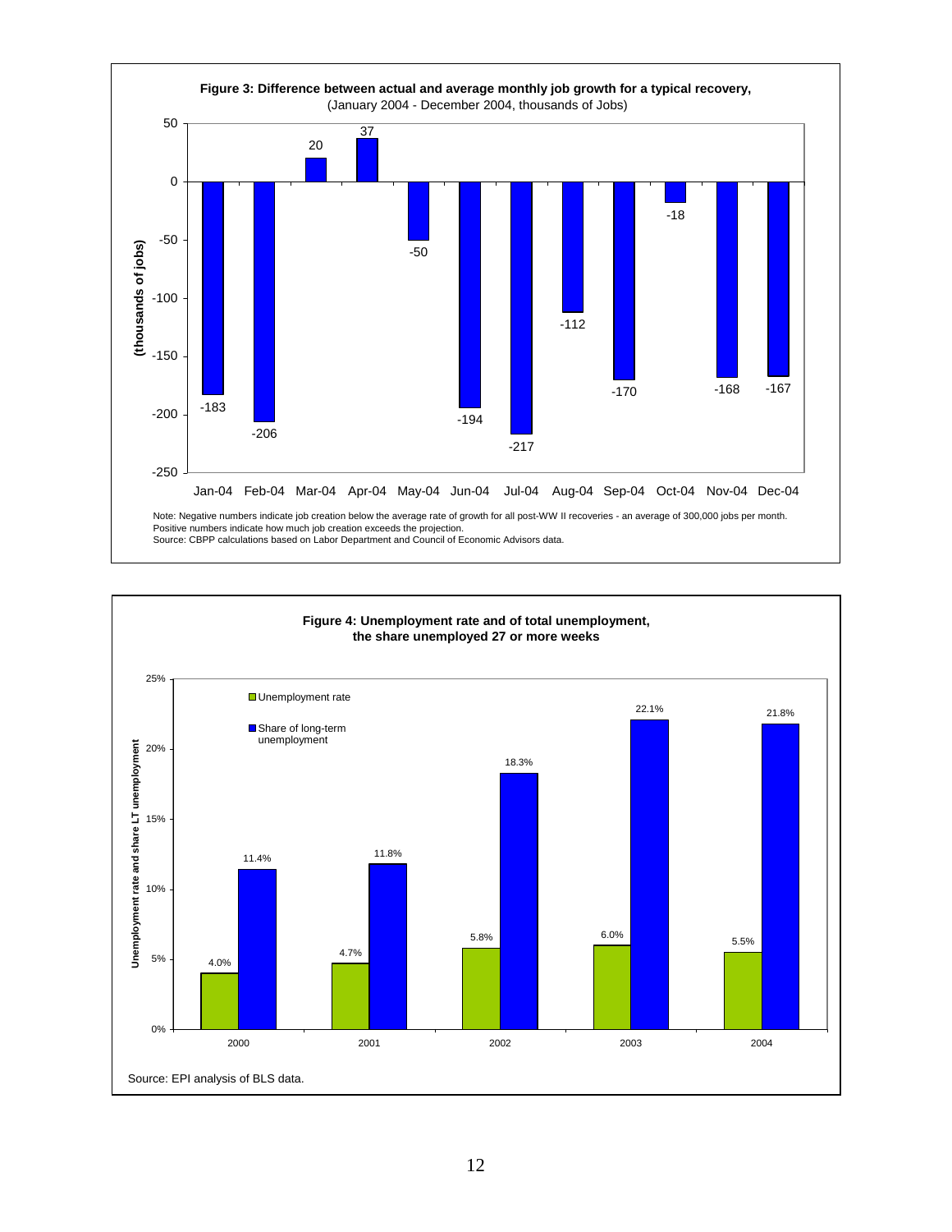**Figure 3: Difference between actual and average monthly job growth for a typical recovery,**
(January 2004 - December 2004, thousands of Jobs)

| Month | Thousands of jobs |
|---|---|
| Jan-04 | -183 |
| Feb-04 | -206 |
| Mar-04 | 20 |
| Apr-04 | 37 |
| May-04 | -50 |
| Jun-04 | -194 |
| Jul-04 | -217 |
| Aug-04 | -112 |
| Sep-04 | -170 |
| Oct-04 | -18 |
| Nov-04 | -168 |
| Dec-04 | -167 |

Note: Negative numbers indicate job creation below the average rate of growth for all post-WW II recoveries - an average of 300,000 jobs per month. Positive numbers indicate how much job creation exceeds the projection.
Source: CBPP calculations based on Labor Department and Council of Economic Advisors data.

**Figure 4: Unemployment rate and of total unemployment, the share unemployed 27 or more weeks**

| Year | Unemployment rate | Share of long-term unemployment |
|---|---|---|
| 2000 | 4.0% | 11.4% |
| 2001 | 4.7% | 11.8% |
| 2002 | 5.8% | 18.3% |
| 2003 | 6.0% | 22.1% |
| 2004 | 5.5% | 21.8% |

Source: EPI analysis of BLS data.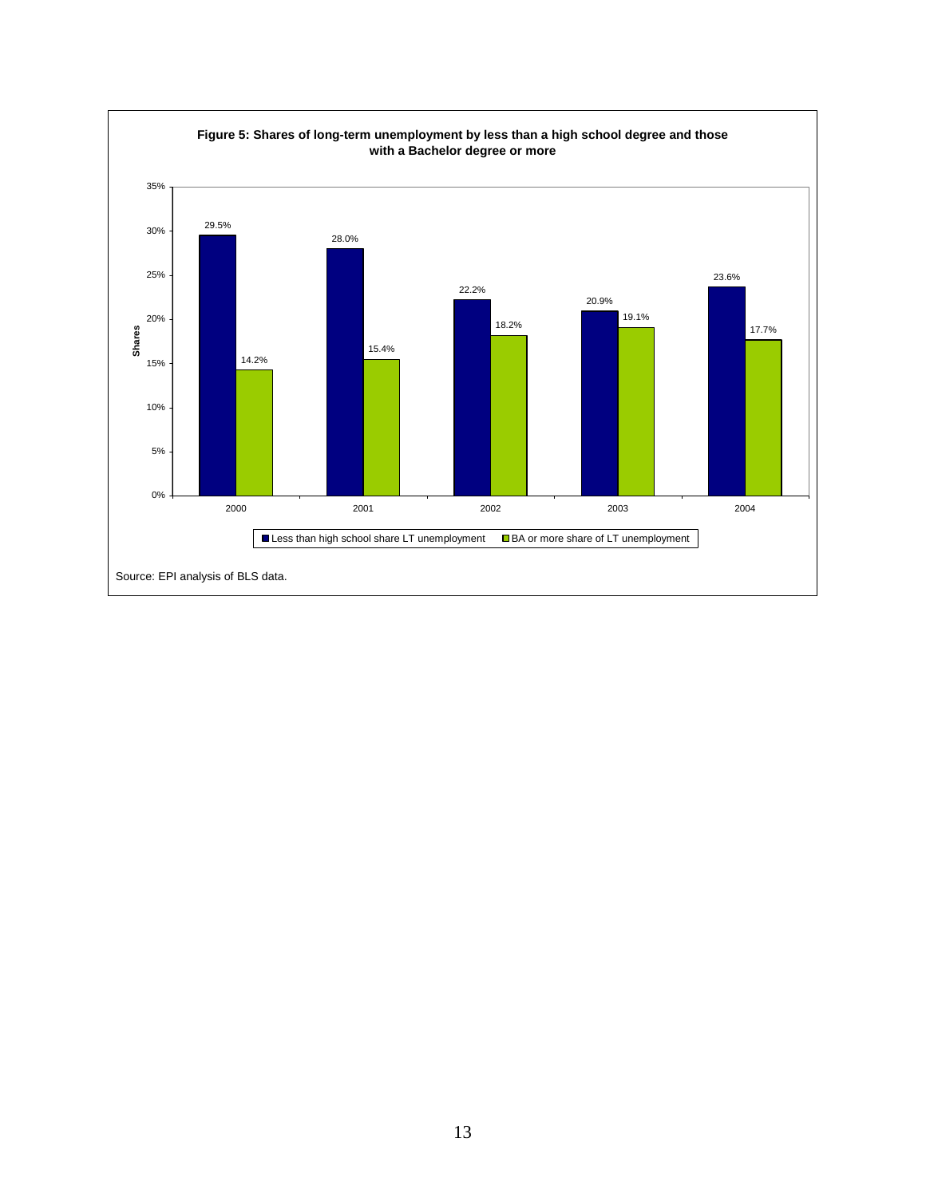**Figure 5: Shares of long-term unemployment by less than a high school degree and those with a Bachelor degree or more**

35%
30%
25%
20%
15%
10%
5%
0%

Shares

29.5%
14.2%
28.0%
15.4%
22.2%
18.2%
20.9%
19.1%
23.6%
17.7%

2000
2001
2002
2003
2004

Less than high school share LT unemployment
BA or more share of LT unemployment

Source: EPI analysis of BLS data.